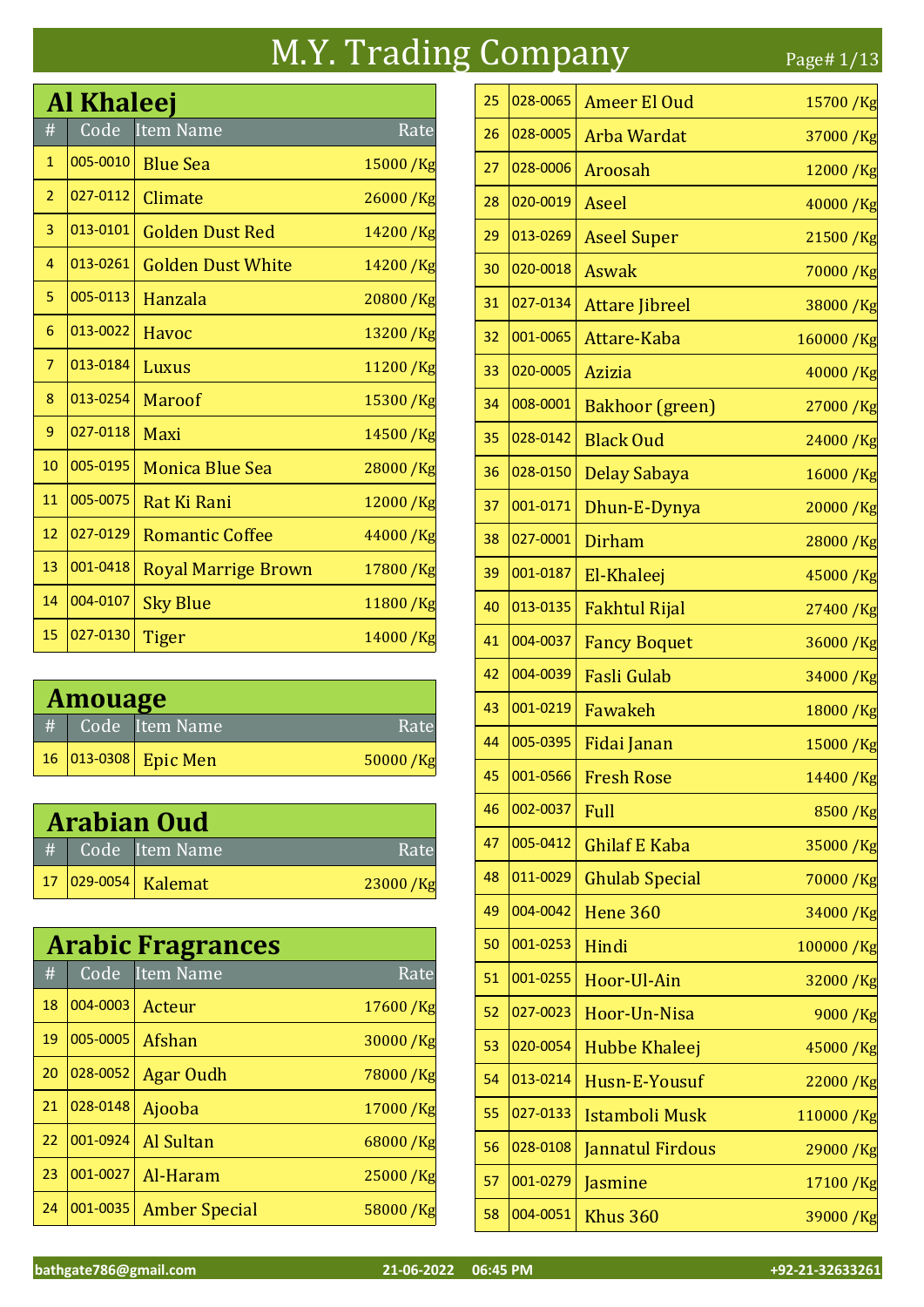# M.Y. Trading Company

## Al Khaleej

| # | Code | Item Name | Rate |
|---|---|---|---|
| 1 | 005-0010 | Blue Sea | 15000 /Kg |
| 2 | 027-0112 | Climate | 26000 /Kg |
| 3 | 013-0101 | Golden Dust Red | 14200 /Kg |
| 4 | 013-0261 | Golden Dust White | 14200 /Kg |
| 5 | 005-0113 | Hanzala | 20800 /Kg |
| 6 | 013-0022 | Havoc | 13200 /Kg |
| 7 | 013-0184 | Luxus | 11200 /Kg |
| 8 | 013-0254 | Maroof | 15300 /Kg |
| 9 | 027-0118 | Maxi | 14500 /Kg |
| 10 | 005-0195 | Monica Blue Sea | 28000 /Kg |
| 11 | 005-0075 | Rat Ki Rani | 12000 /Kg |
| 12 | 027-0129 | Romantic Coffee | 44000 /Kg |
| 13 | 001-0418 | Royal Marrige Brown | 17800 /Kg |
| 14 | 004-0107 | Sky Blue | 11800 /Kg |
| 15 | 027-0130 | Tiger | 14000 /Kg |

## Amouage

| # | Code | Item Name | Rate |
|---|---|---|---|
| 16 | 013-0308 | Epic Men | 50000 /Kg |

## Arabian Oud

| # | Code | Item Name | Rate |
|---|---|---|---|
| 17 | 029-0054 | Kalemat | 23000 /Kg |

## Arabic Fragrances

| # | Code | Item Name | Rate |
|---|---|---|---|
| 18 | 004-0003 | Acteur | 17600 /Kg |
| 19 | 005-0005 | Afshan | 30000 /Kg |
| 20 | 028-0052 | Agar Oudh | 78000 /Kg |
| 21 | 028-0148 | Ajooba | 17000 /Kg |
| 22 | 001-0924 | Al Sultan | 68000 /Kg |
| 23 | 001-0027 | Al-Haram | 25000 /Kg |
| 24 | 001-0035 | Amber Special | 58000 /Kg |
| 25 | 028-0065 | Ameer El Oud | 15700 /Kg |
| 26 | 028-0005 | Arba Wardat | 37000 /Kg |
| 27 | 028-0006 | Aroosah | 12000 /Kg |
| 28 | 020-0019 | Aseel | 40000 /Kg |
| 29 | 013-0269 | Aseel Super | 21500 /Kg |
| 30 | 020-0018 | Aswak | 70000 /Kg |
| 31 | 027-0134 | Attare Jibreel | 38000 /Kg |
| 32 | 001-0065 | Attare-Kaba | 160000 /Kg |
| 33 | 020-0005 | Azizia | 40000 /Kg |
| 34 | 008-0001 | Bakhoor (green) | 27000 /Kg |
| 35 | 028-0142 | Black Oud | 24000 /Kg |
| 36 | 028-0150 | Delay Sabaya | 16000 /Kg |
| 37 | 001-0171 | Dhun-E-Dynya | 20000 /Kg |
| 38 | 027-0001 | Dirham | 28000 /Kg |
| 39 | 001-0187 | El-Khaleej | 45000 /Kg |
| 40 | 013-0135 | Fakhtul Rijal | 27400 /Kg |
| 41 | 004-0037 | Fancy Boquet | 36000 /Kg |
| 42 | 004-0039 | Fasli Gulab | 34000 /Kg |
| 43 | 001-0219 | Fawakeh | 18000 /Kg |
| 44 | 005-0395 | Fidai Janan | 15000 /Kg |
| 45 | 001-0566 | Fresh Rose | 14400 /Kg |
| 46 | 002-0037 | Full | 8500 /Kg |
| 47 | 005-0412 | Ghilaf E Kaba | 35000 /Kg |
| 48 | 011-0029 | Ghulab Special | 70000 /Kg |
| 49 | 004-0042 | Hene 360 | 34000 /Kg |
| 50 | 001-0253 | Hindi | 100000 /Kg |
| 51 | 001-0255 | Hoor-Ul-Ain | 32000 /Kg |
| 52 | 027-0023 | Hoor-Un-Nisa | 9000 /Kg |
| 53 | 020-0054 | Hubbe Khaleej | 45000 /Kg |
| 54 | 013-0214 | Husn-E-Yousuf | 22000 /Kg |
| 55 | 027-0133 | Istamboli Musk | 110000 /Kg |
| 56 | 028-0108 | Jannatul Firdous | 29000 /Kg |
| 57 | 001-0279 | Jasmine | 17100 /Kg |
| 58 | 004-0051 | Khus 360 | 39000 /Kg |

bathgate786@gmail.com 21-06-2022 06:45 PM +92-21-32633261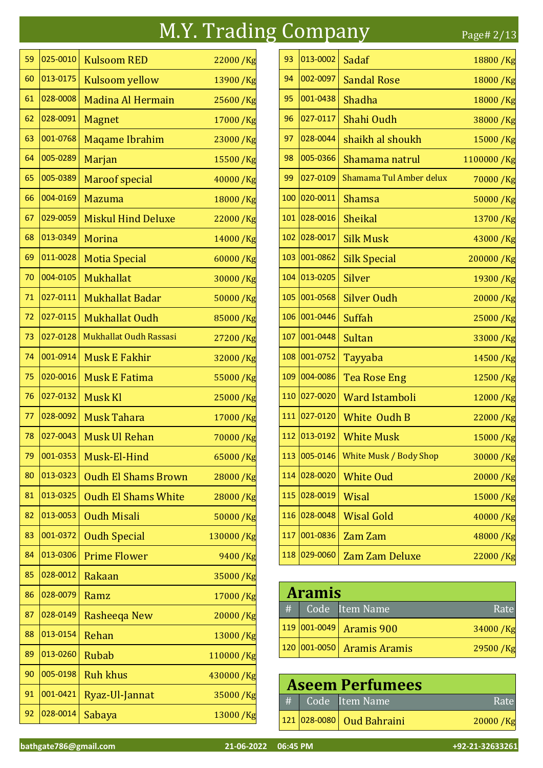# M.Y. Trading Company

| # | Code | Item Name | Rate |
|---|---|---|---|
| 59 | 025-0010 | Kulsoom RED | 22000 /Kg |
| 60 | 013-0175 | Kulsoom yellow | 13900 /Kg |
| 61 | 028-0008 | Madina Al Hermain | 25600 /Kg |
| 62 | 028-0091 | Magnet | 17000 /Kg |
| 63 | 001-0768 | Maqame Ibrahim | 23000 /Kg |
| 64 | 005-0289 | Marjan | 15500 /Kg |
| 65 | 005-0389 | Maroof special | 40000 /Kg |
| 66 | 004-0169 | Mazuma | 18000 /Kg |
| 67 | 029-0059 | Miskul Hind Deluxe | 22000 /Kg |
| 68 | 013-0349 | Morina | 14000 /Kg |
| 69 | 011-0028 | Motia Special | 60000 /Kg |
| 70 | 004-0105 | Mukhallat | 30000 /Kg |
| 71 | 027-0111 | Mukhallat Badar | 50000 /Kg |
| 72 | 027-0115 | Mukhallat Oudh | 85000 /Kg |
| 73 | 027-0128 | Mukhallat Oudh Rassasi | 27200 /Kg |
| 74 | 001-0914 | Musk E Fakhir | 32000 /Kg |
| 75 | 020-0016 | Musk E Fatima | 55000 /Kg |
| 76 | 027-0132 | Musk Kl | 25000 /Kg |
| 77 | 028-0092 | Musk Tahara | 17000 /Kg |
| 78 | 027-0043 | Musk Ul Rehan | 70000 /Kg |
| 79 | 001-0353 | Musk-El-Hind | 65000 /Kg |
| 80 | 013-0323 | Oudh El Shams Brown | 28000 /Kg |
| 81 | 013-0325 | Oudh El Shams White | 28000 /Kg |
| 82 | 013-0053 | Oudh Misali | 50000 /Kg |
| 83 | 001-0372 | Oudh Special | 130000 /Kg |
| 84 | 013-0306 | Prime Flower | 9400 /Kg |
| 85 | 028-0012 | Rakaan | 35000 /Kg |
| 86 | 028-0079 | Ramz | 17000 /Kg |
| 87 | 028-0149 | Rasheeqa New | 20000 /Kg |
| 88 | 013-0154 | Rehan | 13000 /Kg |
| 89 | 013-0260 | Rubab | 110000 /Kg |
| 90 | 005-0198 | Ruh khus | 430000 /Kg |
| 91 | 001-0421 | Ryaz-Ul-Jannat | 35000 /Kg |
| 92 | 028-0014 | Sabaya | 13000 /Kg |
| 93 | 013-0002 | Sadaf | 18800 /Kg |
| 94 | 002-0097 | Sandal Rose | 18000 /Kg |
| 95 | 001-0438 | Shadha | 18000 /Kg |
| 96 | 027-0117 | Shahi Oudh | 38000 /Kg |
| 97 | 028-0044 | shaikh al shoukh | 15000 /Kg |
| 98 | 005-0366 | Shamama natrul | 1100000 /Kg |
| 99 | 027-0109 | Shamama Tul Amber delux | 70000 /Kg |
| 100 | 020-0011 | Shamsa | 50000 /Kg |
| 101 | 028-0016 | Sheikal | 13700 /Kg |
| 102 | 028-0017 | Silk Musk | 43000 /Kg |
| 103 | 001-0862 | Silk Special | 200000 /Kg |
| 104 | 013-0205 | Silver | 19300 /Kg |
| 105 | 001-0568 | Silver Oudh | 20000 /Kg |
| 106 | 001-0446 | Suffah | 25000 /Kg |
| 107 | 001-0448 | Sultan | 33000 /Kg |
| 108 | 001-0752 | Tayyaba | 14500 /Kg |
| 109 | 004-0086 | Tea Rose Eng | 12500 /Kg |
| 110 | 027-0020 | Ward Istamboli | 12000 /Kg |
| 111 | 027-0120 | White Oudh B | 22000 /Kg |
| 112 | 013-0192 | White Musk | 15000 /Kg |
| 113 | 005-0146 | White Musk / Body Shop | 30000 /Kg |
| 114 | 028-0020 | White Oud | 20000 /Kg |
| 115 | 028-0019 | Wisal | 15000 /Kg |
| 116 | 028-0048 | Wisal Gold | 40000 /Kg |
| 117 | 001-0836 | Zam Zam | 48000 /Kg |
| 118 | 029-0060 | Zam Zam Deluxe | 22000 /Kg |

## Aramis

| # | Code | Item Name | Rate |
|---|---|---|---|
| 119 | 001-0049 | Aramis 900 | 34000 /Kg |
| 120 | 001-0050 | Aramis Aramis | 29500 /Kg |

## Aseem Perfumees

| # | Code | Item Name | Rate |
|---|---|---|---|
| 121 | 028-0080 | Oud Bahraini | 20000 /Kg |

bathgate786@gmail.com 21-06-2022 06:45 PM +92-21-32633261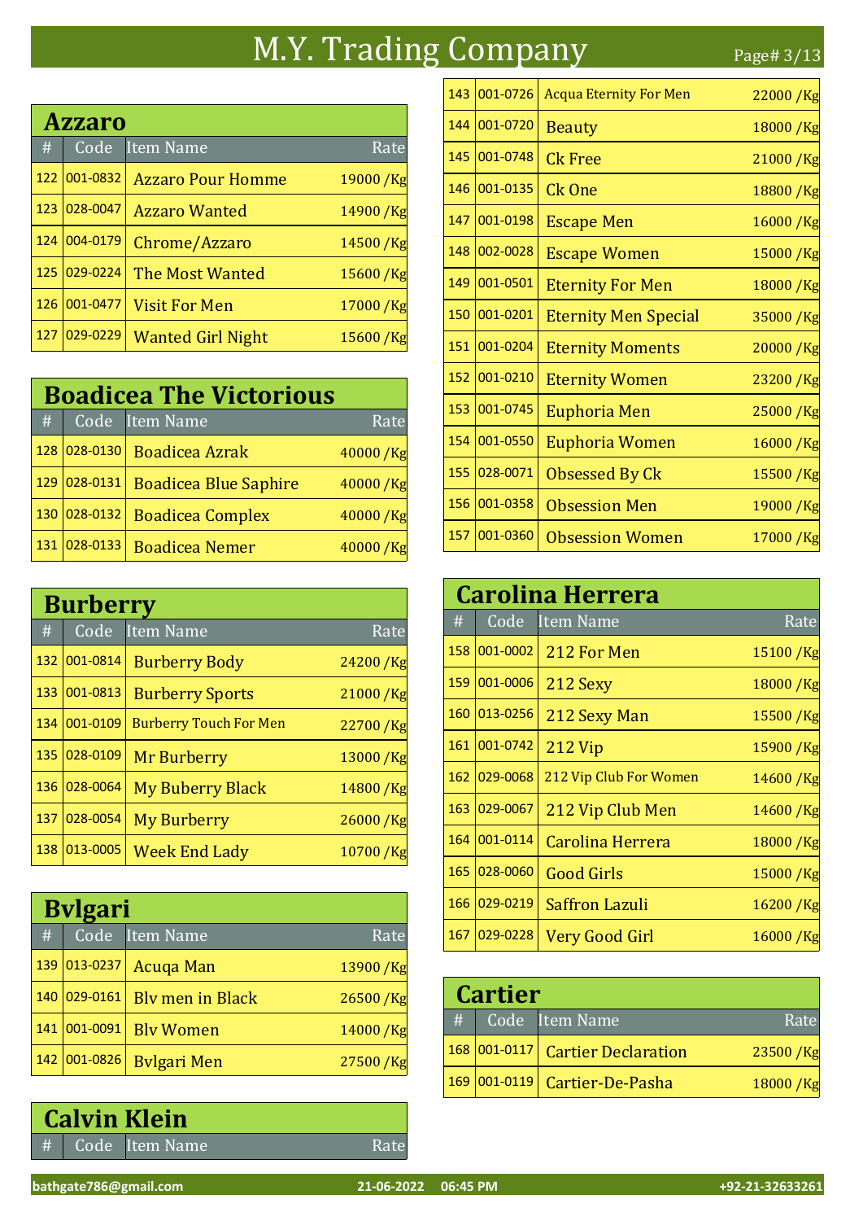# M.Y. Trading Company

## Azzaro

| # | Code | Item Name | Rate |
|---|---|---|---|
| 122 | 001-0832 | Azzaro Pour Homme | 19000 /Kg |
| 123 | 028-0047 | Azzaro Wanted | 14900 /Kg |
| 124 | 004-0179 | Chrome/Azzaro | 14500 /Kg |
| 125 | 029-0224 | The Most Wanted | 15600 /Kg |
| 126 | 001-0477 | Visit For Men | 17000 /Kg |
| 127 | 029-0229 | Wanted Girl Night | 15600 /Kg |

## Boadicea The Victorious

| # | Code | Item Name | Rate |
|---|---|---|---|
| 128 | 028-0130 | Boadicea Azrak | 40000 /Kg |
| 129 | 028-0131 | Boadicea Blue Saphire | 40000 /Kg |
| 130 | 028-0132 | Boadicea Complex | 40000 /Kg |
| 131 | 028-0133 | Boadicea Nemer | 40000 /Kg |

## Burberry

| # | Code | Item Name | Rate |
|---|---|---|---|
| 132 | 001-0814 | Burberry Body | 24200 /Kg |
| 133 | 001-0813 | Burberry Sports | 21000 /Kg |
| 134 | 001-0109 | Burberry Touch For Men | 22700 /Kg |
| 135 | 028-0109 | Mr Burberry | 13000 /Kg |
| 136 | 028-0064 | My Buberry Black | 14800 /Kg |
| 137 | 028-0054 | My Burberry | 26000 /Kg |
| 138 | 013-0005 | Week End Lady | 10700 /Kg |

## Bvlgari

| # | Code | Item Name | Rate |
|---|---|---|---|
| 139 | 013-0237 | Acuqa Man | 13900 /Kg |
| 140 | 029-0161 | Blv men in Black | 26500 /Kg |
| 141 | 001-0091 | Blv Women | 14000 /Kg |
| 142 | 001-0826 | Bvlgari Men | 27500 /Kg |

## Calvin Klein

| # | Code | Item Name | Rate |
|---|---|---|---|
| 143 | 001-0726 | Acqua Eternity For Men | 22000 /Kg |
| 144 | 001-0720 | Beauty | 18000 /Kg |
| 145 | 001-0748 | Ck Free | 21000 /Kg |
| 146 | 001-0135 | Ck One | 18800 /Kg |
| 147 | 001-0198 | Escape Men | 16000 /Kg |
| 148 | 002-0028 | Escape Women | 15000 /Kg |
| 149 | 001-0501 | Eternity For Men | 18000 /Kg |
| 150 | 001-0201 | Eternity Men Special | 35000 /Kg |
| 151 | 001-0204 | Eternity Moments | 20000 /Kg |
| 152 | 001-0210 | Eternity Women | 23200 /Kg |
| 153 | 001-0745 | Euphoria Men | 25000 /Kg |
| 154 | 001-0550 | Euphoria Women | 16000 /Kg |
| 155 | 028-0071 | Obsessed By Ck | 15500 /Kg |
| 156 | 001-0358 | Obsession Men | 19000 /Kg |
| 157 | 001-0360 | Obsession Women | 17000 /Kg |

## Carolina Herrera

| # | Code | Item Name | Rate |
|---|---|---|---|
| 158 | 001-0002 | 212 For Men | 15100 /Kg |
| 159 | 001-0006 | 212 Sexy | 18000 /Kg |
| 160 | 013-0256 | 212 Sexy Man | 15500 /Kg |
| 161 | 001-0742 | 212 Vip | 15900 /Kg |
| 162 | 029-0068 | 212 Vip Club For Women | 14600 /Kg |
| 163 | 029-0067 | 212 Vip Club Men | 14600 /Kg |
| 164 | 001-0114 | Carolina Herrera | 18000 /Kg |
| 165 | 028-0060 | Good Girls | 15000 /Kg |
| 166 | 029-0219 | Saffron Lazuli | 16200 /Kg |
| 167 | 029-0228 | Very Good Girl | 16000 /Kg |

## Cartier

| # | Code | Item Name | Rate |
|---|---|---|---|
| 168 | 001-0117 | Cartier Declaration | 23500 /Kg |
| 169 | 001-0119 | Cartier-De-Pasha | 18000 /Kg |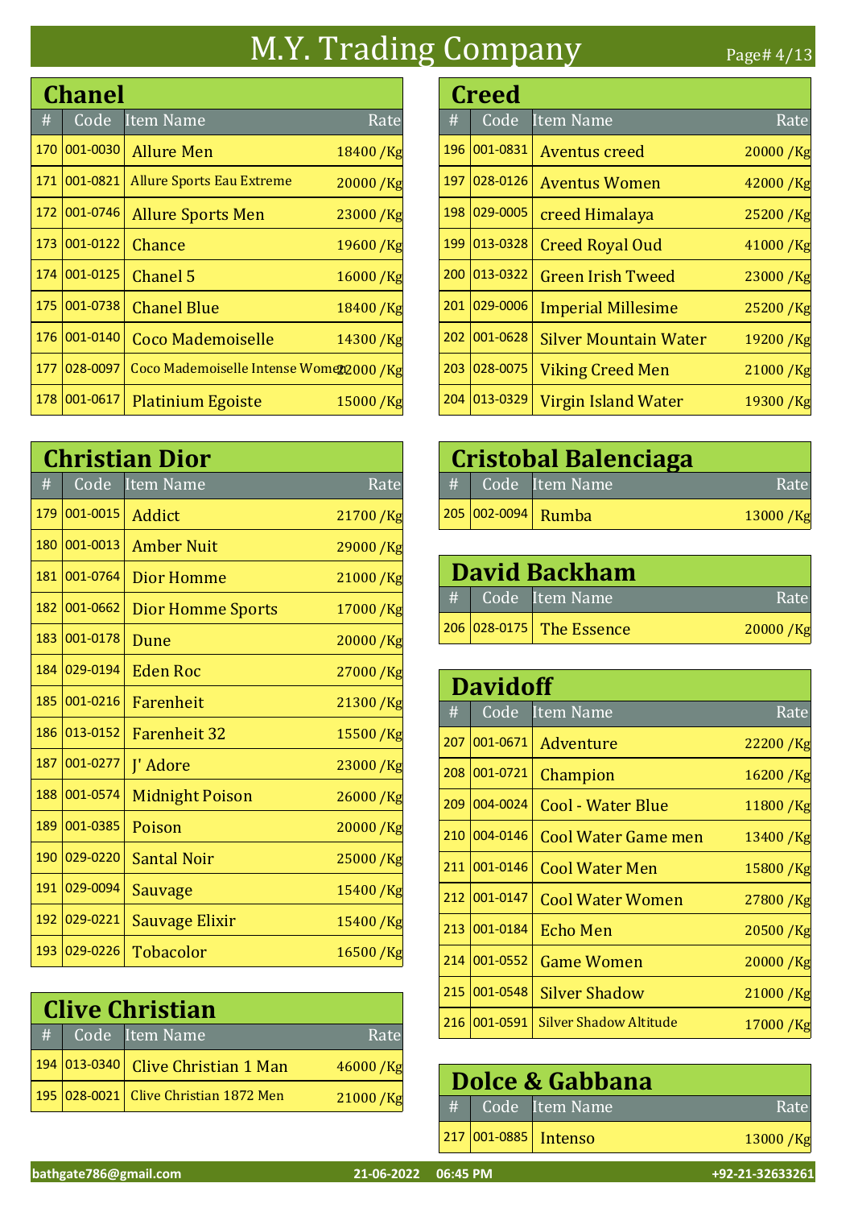# M.Y. Trading Company

## Chanel

| # | Code | Item Name | Rate |
|---|---|---|---|
| 170 | 001-0030 | Allure Men | 18400 /Kg |
| 171 | 001-0821 | Allure Sports Eau Extreme | 20000 /Kg |
| 172 | 001-0746 | Allure Sports Men | 23000 /Kg |
| 173 | 001-0122 | Chance | 19600 /Kg |
| 174 | 001-0125 | Chanel 5 | 16000 /Kg |
| 175 | 001-0738 | Chanel Blue | 18400 /Kg |
| 176 | 001-0140 | Coco Mademoiselle | 14300 /Kg |
| 177 | 028-0097 | Coco Mademoiselle Intense Women | 22000 /Kg |
| 178 | 001-0617 | Platinium Egoiste | 15000 /Kg |

## Christian Dior

| # | Code | Item Name | Rate |
|---|---|---|---|
| 179 | 001-0015 | Addict | 21700 /Kg |
| 180 | 001-0013 | Amber Nuit | 29000 /Kg |
| 181 | 001-0764 | Dior Homme | 21000 /Kg |
| 182 | 001-0662 | Dior Homme Sports | 17000 /Kg |
| 183 | 001-0178 | Dune | 20000 /Kg |
| 184 | 029-0194 | Eden Roc | 27000 /Kg |
| 185 | 001-0216 | Farenheit | 21300 /Kg |
| 186 | 013-0152 | Farenheit 32 | 15500 /Kg |
| 187 | 001-0277 | J' Adore | 23000 /Kg |
| 188 | 001-0574 | Midnight Poison | 26000 /Kg |
| 189 | 001-0385 | Poison | 20000 /Kg |
| 190 | 029-0220 | Santal Noir | 25000 /Kg |
| 191 | 029-0094 | Sauvage | 15400 /Kg |
| 192 | 029-0221 | Sauvage Elixir | 15400 /Kg |
| 193 | 029-0226 | Tobacolor | 16500 /Kg |

## Clive Christian

| # | Code | Item Name | Rate |
|---|---|---|---|
| 194 | 013-0340 | Clive Christian 1 Man | 46000 /Kg |
| 195 | 028-0021 | Clive Christian 1872 Men | 21000 /Kg |

## Creed

| # | Code | Item Name | Rate |
|---|---|---|---|
| 196 | 001-0831 | Aventus creed | 20000 /Kg |
| 197 | 028-0126 | Aventus Women | 42000 /Kg |
| 198 | 029-0005 | creed Himalaya | 25200 /Kg |
| 199 | 013-0328 | Creed Royal Oud | 41000 /Kg |
| 200 | 013-0322 | Green Irish Tweed | 23000 /Kg |
| 201 | 029-0006 | Imperial Millesime | 25200 /Kg |
| 202 | 001-0628 | Silver Mountain Water | 19200 /Kg |
| 203 | 028-0075 | Viking Creed Men | 21000 /Kg |
| 204 | 013-0329 | Virgin Island Water | 19300 /Kg |

## Cristobal Balenciaga

| # | Code | Item Name | Rate |
|---|---|---|---|
| 205 | 002-0094 | Rumba | 13000 /Kg |

## David Backham

| # | Code | Item Name | Rate |
|---|---|---|---|
| 206 | 028-0175 | The Essence | 20000 /Kg |

## Davidoff

| # | Code | Item Name | Rate |
|---|---|---|---|
| 207 | 001-0671 | Adventure | 22200 /Kg |
| 208 | 001-0721 | Champion | 16200 /Kg |
| 209 | 004-0024 | Cool - Water Blue | 11800 /Kg |
| 210 | 004-0146 | Cool Water Game men | 13400 /Kg |
| 211 | 001-0146 | Cool Water Men | 15800 /Kg |
| 212 | 001-0147 | Cool Water Women | 27800 /Kg |
| 213 | 001-0184 | Echo Men | 20500 /Kg |
| 214 | 001-0552 | Game Women | 20000 /Kg |
| 215 | 001-0548 | Silver Shadow | 21000 /Kg |
| 216 | 001-0591 | Silver Shadow Altitude | 17000 /Kg |

## Dolce & Gabbana

| # | Code | Item Name | Rate |
|---|---|---|---|
| 217 | 001-0885 | Intenso | 13000 /Kg |

bathgate786@gmail.com 21-06-2022 06:45 PM +92-21-32633261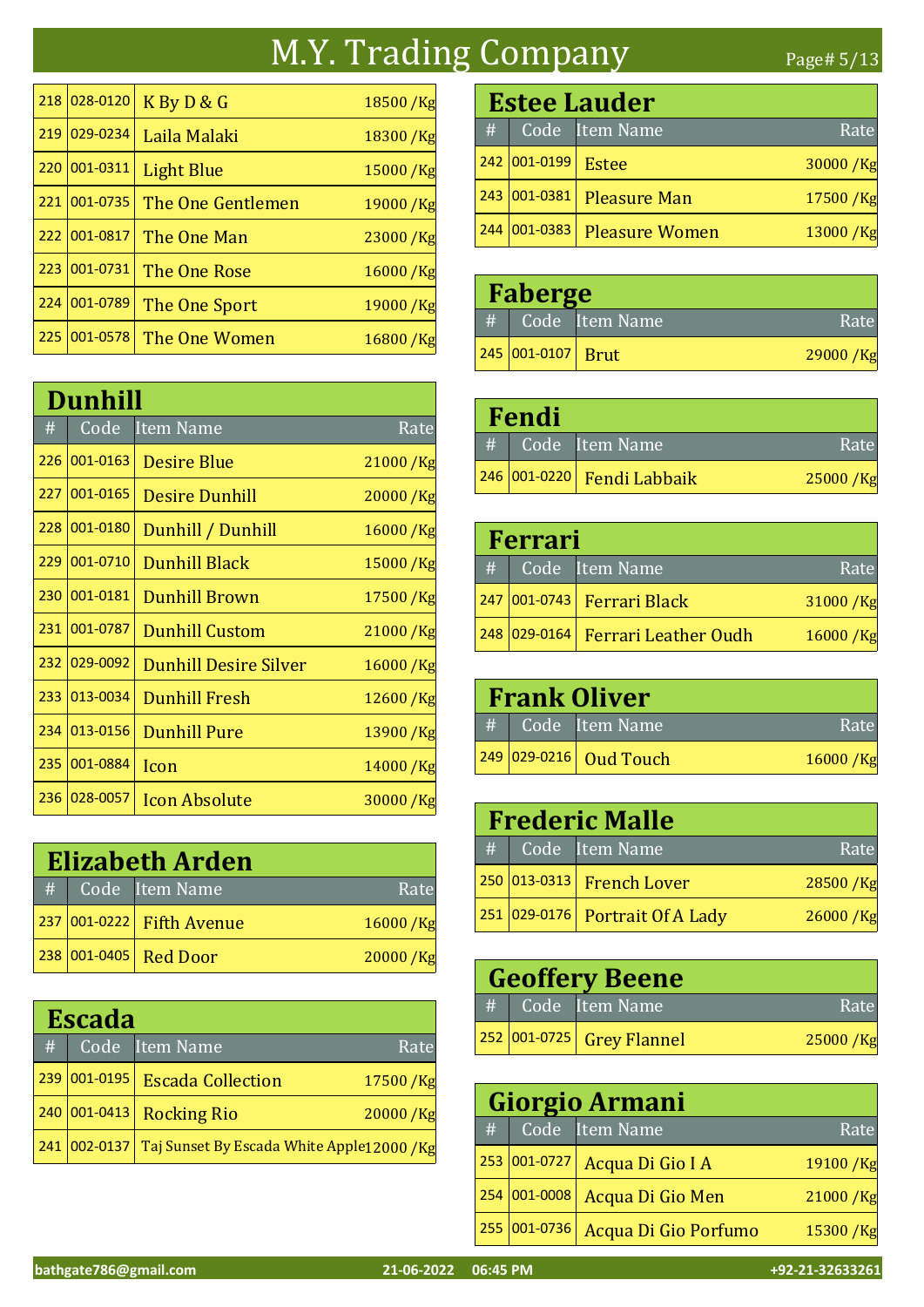# M.Y. Trading Company

| # | Code | Item Name | Rate |
|---|---|---|---|
| 218 | 028-0120 | K By D & G | 18500 /Kg |
| 219 | 029-0234 | Laila Malaki | 18300 /Kg |
| 220 | 001-0311 | Light Blue | 15000 /Kg |
| 221 | 001-0735 | The One Gentlemen | 19000 /Kg |
| 222 | 001-0817 | The One Man | 23000 /Kg |
| 223 | 001-0731 | The One Rose | 16000 /Kg |
| 224 | 001-0789 | The One Sport | 19000 /Kg |
| 225 | 001-0578 | The One Women | 16800 /Kg |

## Dunhill

| # | Code | Item Name | Rate |
|---|---|---|---|
| 226 | 001-0163 | Desire Blue | 21000 /Kg |
| 227 | 001-0165 | Desire Dunhill | 20000 /Kg |
| 228 | 001-0180 | Dunhill / Dunhill | 16000 /Kg |
| 229 | 001-0710 | Dunhill Black | 15000 /Kg |
| 230 | 001-0181 | Dunhill Brown | 17500 /Kg |
| 231 | 001-0787 | Dunhill Custom | 21000 /Kg |
| 232 | 029-0092 | Dunhill Desire Silver | 16000 /Kg |
| 233 | 013-0034 | Dunhill Fresh | 12600 /Kg |
| 234 | 013-0156 | Dunhill Pure | 13900 /Kg |
| 235 | 001-0884 | Icon | 14000 /Kg |
| 236 | 028-0057 | Icon Absolute | 30000 /Kg |

## Elizabeth Arden

| # | Code | Item Name | Rate |
|---|---|---|---|
| 237 | 001-0222 | Fifth Avenue | 16000 /Kg |
| 238 | 001-0405 | Red Door | 20000 /Kg |

## Escada

| # | Code | Item Name | Rate |
|---|---|---|---|
| 239 | 001-0195 | Escada Collection | 17500 /Kg |
| 240 | 001-0413 | Rocking Rio | 20000 /Kg |
| 241 | 002-0137 | Taj Sunset By Escada White Apple | 12000 /Kg |

## Estee Lauder

| # | Code | Item Name | Rate |
|---|---|---|---|
| 242 | 001-0199 | Estee | 30000 /Kg |
| 243 | 001-0381 | Pleasure Man | 17500 /Kg |
| 244 | 001-0383 | Pleasure Women | 13000 /Kg |

## Faberge

| # | Code | Item Name | Rate |
|---|---|---|---|
| 245 | 001-0107 | Brut | 29000 /Kg |

## Fendi

| # | Code | Item Name | Rate |
|---|---|---|---|
| 246 | 001-0220 | Fendi Labbaik | 25000 /Kg |

## Ferrari

| # | Code | Item Name | Rate |
|---|---|---|---|
| 247 | 001-0743 | Ferrari Black | 31000 /Kg |
| 248 | 029-0164 | Ferrari Leather Oudh | 16000 /Kg |

## Frank Oliver

| # | Code | Item Name | Rate |
|---|---|---|---|
| 249 | 029-0216 | Oud Touch | 16000 /Kg |

## Frederic Malle

| # | Code | Item Name | Rate |
|---|---|---|---|
| 250 | 013-0313 | French Lover | 28500 /Kg |
| 251 | 029-0176 | Portrait Of A Lady | 26000 /Kg |

## Geoffery Beene

| # | Code | Item Name | Rate |
|---|---|---|---|
| 252 | 001-0725 | Grey Flannel | 25000 /Kg |

## Giorgio Armani

| # | Code | Item Name | Rate |
|---|---|---|---|
| 253 | 001-0727 | Acqua Di Gio I A | 19100 /Kg |
| 254 | 001-0008 | Acqua Di Gio Men | 21000 /Kg |
| 255 | 001-0736 | Acqua Di Gio Porfumo | 15300 /Kg |

bathgate786@gmail.com 21-06-2022 06:45 PM +92-21-32633261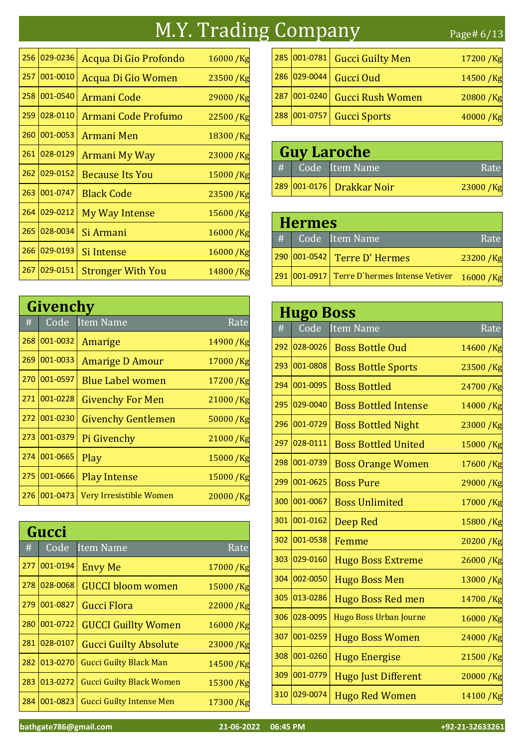# M.Y. Trading Company

| # | Code | Item Name | Rate |
|---|---|---|---|
| 256 | 029-0236 | Acqua Di Gio Profondo | 16000 /Kg |
| 257 | 001-0010 | Acqua Di Gio Women | 23500 /Kg |
| 258 | 001-0540 | Armani Code | 29000 /Kg |
| 259 | 028-0110 | Armani Code Profumo | 22500 /Kg |
| 260 | 001-0053 | Armani Men | 18300 /Kg |
| 261 | 028-0129 | Armani My Way | 23000 /Kg |
| 262 | 029-0152 | Because Its You | 15000 /Kg |
| 263 | 001-0747 | Black Code | 23500 /Kg |
| 264 | 029-0212 | My Way Intense | 15600 /Kg |
| 265 | 028-0034 | Si Armani | 16000 /Kg |
| 266 | 029-0193 | Si Intense | 16000 /Kg |
| 267 | 029-0151 | Stronger With You | 14800 /Kg |

## Givenchy

| # | Code | Item Name | Rate |
|---|---|---|---|
| 268 | 001-0032 | Amarige | 14900 /Kg |
| 269 | 001-0033 | Amarige D Amour | 17000 /Kg |
| 270 | 001-0597 | Blue Label women | 17200 /Kg |
| 271 | 001-0228 | Givenchy For Men | 21000 /Kg |
| 272 | 001-0230 | Givenchy Gentlemen | 50000 /Kg |
| 273 | 001-0379 | Pi Givenchy | 21000 /Kg |
| 274 | 001-0665 | Play | 15000 /Kg |
| 275 | 001-0666 | Play Intense | 15000 /Kg |
| 276 | 001-0473 | Very Irresistible Women | 20000 /Kg |

## Gucci

| # | Code | Item Name | Rate |
|---|---|---|---|
| 277 | 001-0194 | Envy Me | 17000 /Kg |
| 278 | 028-0068 | GUCCI bloom women | 15000 /Kg |
| 279 | 001-0827 | Gucci Flora | 22000 /Kg |
| 280 | 001-0722 | GUCCI Guillty Women | 16000 /Kg |
| 281 | 028-0107 | Gucci Guilty Absolute | 23000 /Kg |
| 282 | 013-0270 | Gucci Guilty Black Man | 14500 /Kg |
| 283 | 013-0272 | Gucci Guilty Black Women | 15300 /Kg |
| 284 | 001-0823 | Gucci Guilty Intense Men | 17300 /Kg |
| 285 | 001-0781 | Gucci Guilty Men | 17200 /Kg |
| 286 | 029-0044 | Gucci Oud | 14500 /Kg |
| 287 | 001-0240 | Gucci Rush Women | 20800 /Kg |
| 288 | 001-0757 | Gucci Sports | 40000 /Kg |

## Guy Laroche

| # | Code | Item Name | Rate |
|---|---|---|---|
| 289 | 001-0176 | Drakkar Noir | 23000 /Kg |

## Hermes

| # | Code | Item Name | Rate |
|---|---|---|---|
| 290 | 001-0542 | Terre D' Hermes | 23200 /Kg |
| 291 | 001-0917 | Terre D`hermes Intense Vetiver | 16000 /Kg |

## Hugo Boss

| # | Code | Item Name | Rate |
|---|---|---|---|
| 292 | 028-0026 | Boss Bottle Oud | 14600 /Kg |
| 293 | 001-0808 | Boss Bottle Sports | 23500 /Kg |
| 294 | 001-0095 | Boss Bottled | 24700 /Kg |
| 295 | 029-0040 | Boss Bottled Intense | 14000 /Kg |
| 296 | 001-0729 | Boss Bottled Night | 23000 /Kg |
| 297 | 028-0111 | Boss Bottled United | 15000 /Kg |
| 298 | 001-0739 | Boss Orange Women | 17600 /Kg |
| 299 | 001-0625 | Boss Pure | 29000 /Kg |
| 300 | 001-0067 | Boss Unlimited | 17000 /Kg |
| 301 | 001-0162 | Deep Red | 15800 /Kg |
| 302 | 001-0538 | Femme | 20200 /Kg |
| 303 | 029-0160 | Hugo Boss Extreme | 26000 /Kg |
| 304 | 002-0050 | Hugo Boss Men | 13000 /Kg |
| 305 | 013-0286 | Hugo Boss Red men | 14700 /Kg |
| 306 | 028-0095 | Hugo Boss Urban Journe | 16000 /Kg |
| 307 | 001-0259 | Hugo Boss Women | 24000 /Kg |
| 308 | 001-0260 | Hugo Energise | 21500 /Kg |
| 309 | 001-0779 | Hugo Just Different | 20000 /Kg |
| 310 | 029-0074 | Hugo Red Women | 14100 /Kg |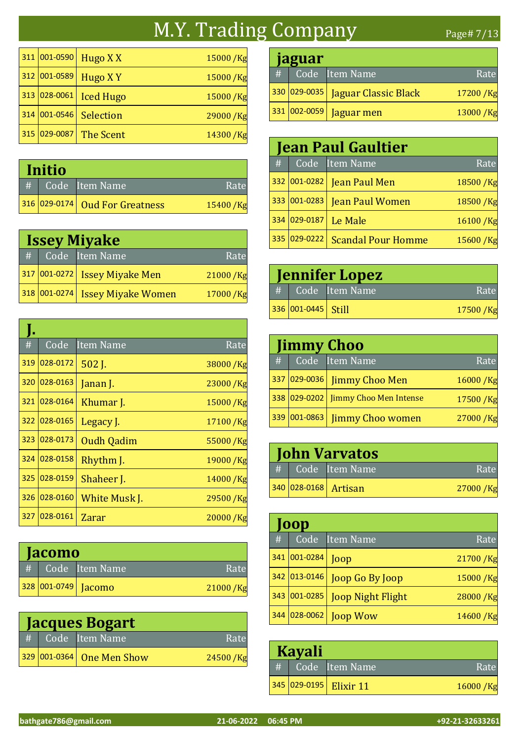# M.Y. Trading Company

| # | Code | Item Name | Rate |
|---|---|---|---|
| 311 | 001-0590 | Hugo X X | 15000 /Kg |
| 312 | 001-0589 | Hugo X Y | 15000 /Kg |
| 313 | 028-0061 | Iced Hugo | 15000 /Kg |
| 314 | 001-0546 | Selection | 29000 /Kg |
| 315 | 029-0087 | The Scent | 14300 /Kg |

## Initio

| # | Code | Item Name | Rate |
|---|---|---|---|
| 316 | 029-0174 | Oud For Greatness | 15400 /Kg |

## Issey Miyake

| # | Code | Item Name | Rate |
|---|---|---|---|
| 317 | 001-0272 | Issey Miyake Men | 21000 /Kg |
| 318 | 001-0274 | Issey Miyake Women | 17000 /Kg |

## J.

| # | Code | Item Name | Rate |
|---|---|---|---|
| 319 | 028-0172 | 502 J. | 38000 /Kg |
| 320 | 028-0163 | Janan J. | 23000 /Kg |
| 321 | 028-0164 | Khumar J. | 15000 /Kg |
| 322 | 028-0165 | Legacy J. | 17100 /Kg |
| 323 | 028-0173 | Oudh Qadim | 55000 /Kg |
| 324 | 028-0158 | Rhythm J. | 19000 /Kg |
| 325 | 028-0159 | Shaheer J. | 14000 /Kg |
| 326 | 028-0160 | White Musk J. | 29500 /Kg |
| 327 | 028-0161 | Zarar | 20000 /Kg |

## Jacomo

| # | Code | Item Name | Rate |
|---|---|---|---|
| 328 | 001-0749 | Jacomo | 21000 /Kg |

## Jacques Bogart

| # | Code | Item Name | Rate |
|---|---|---|---|
| 329 | 001-0364 | One Men Show | 24500 /Kg |

## jaguar

| # | Code | Item Name | Rate |
|---|---|---|---|
| 330 | 029-0035 | Jaguar Classic Black | 17200 /Kg |
| 331 | 002-0059 | Jaguar men | 13000 /Kg |

## Jean Paul Gaultier

| # | Code | Item Name | Rate |
|---|---|---|---|
| 332 | 001-0282 | Jean Paul Men | 18500 /Kg |
| 333 | 001-0283 | Jean Paul Women | 18500 /Kg |
| 334 | 029-0187 | Le Male | 16100 /Kg |
| 335 | 029-0222 | Scandal Pour Homme | 15600 /Kg |

## Jennifer Lopez

| # | Code | Item Name | Rate |
|---|---|---|---|
| 336 | 001-0445 | Still | 17500 /Kg |

## Jimmy Choo

| # | Code | Item Name | Rate |
|---|---|---|---|
| 337 | 029-0036 | Jimmy Choo Men | 16000 /Kg |
| 338 | 029-0202 | Jimmy Choo Men Intense | 17500 /Kg |
| 339 | 001-0863 | Jimmy Choo women | 27000 /Kg |

## John Varvatos

| # | Code | Item Name | Rate |
|---|---|---|---|
| 340 | 028-0168 | Artisan | 27000 /Kg |

## Joop

| # | Code | Item Name | Rate |
|---|---|---|---|
| 341 | 001-0284 | Joop | 21700 /Kg |
| 342 | 013-0146 | Joop Go By Joop | 15000 /Kg |
| 343 | 001-0285 | Joop Night Flight | 28000 /Kg |
| 344 | 028-0062 | Joop Wow | 14600 /Kg |

## Kayali

| # | Code | Item Name | Rate |
|---|---|---|---|
| 345 | 029-0195 | Elixir 11 | 16000 /Kg |

bathgate786@gmail.com 21-06-2022 06:45 PM +92-21-32633261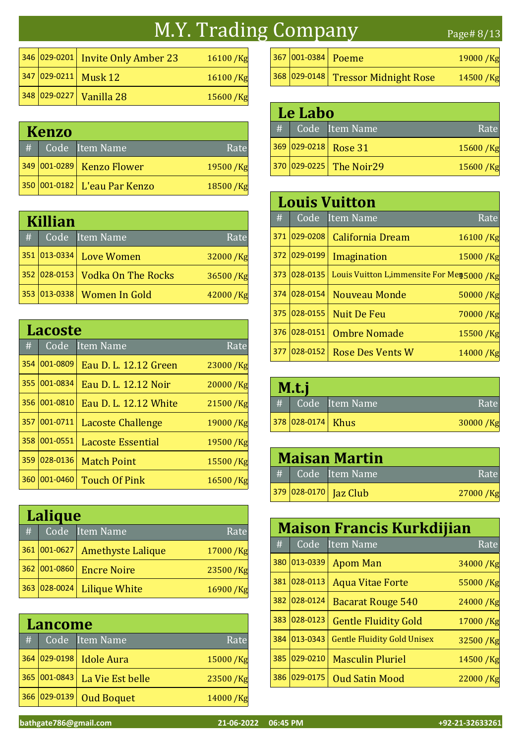# M.Y. Trading Company

| # | Code | Item Name | Rate |
|---|---|---|---|
| 346 | 029-0201 | Invite Only Amber 23 | 16100 /Kg |
| 347 | 029-0211 | Musk 12 | 16100 /Kg |
| 348 | 029-0227 | Vanilla 28 | 15600 /Kg |

## Kenzo

| # | Code | Item Name | Rate |
|---|---|---|---|
| 349 | 001-0289 | Kenzo Flower | 19500 /Kg |
| 350 | 001-0182 | L'eau Par Kenzo | 18500 /Kg |

## Killian

| # | Code | Item Name | Rate |
|---|---|---|---|
| 351 | 013-0334 | Love Women | 32000 /Kg |
| 352 | 028-0153 | Vodka On The Rocks | 36500 /Kg |
| 353 | 013-0338 | Women In Gold | 42000 /Kg |

## Lacoste

| # | Code | Item Name | Rate |
|---|---|---|---|
| 354 | 001-0809 | Eau D. L. 12.12 Green | 23000 /Kg |
| 355 | 001-0834 | Eau D. L. 12.12 Noir | 20000 /Kg |
| 356 | 001-0810 | Eau D. L. 12.12 White | 21500 /Kg |
| 357 | 001-0711 | Lacoste Challenge | 19000 /Kg |
| 358 | 001-0551 | Lacoste Essential | 19500 /Kg |
| 359 | 028-0136 | Match Point | 15500 /Kg |
| 360 | 001-0460 | Touch Of Pink | 16500 /Kg |

## Lalique

| # | Code | Item Name | Rate |
|---|---|---|---|
| 361 | 001-0627 | Amethyste Lalique | 17000 /Kg |
| 362 | 001-0860 | Encre Noire | 23500 /Kg |
| 363 | 028-0024 | Lilique White | 16900 /Kg |

## Lancome

| # | Code | Item Name | Rate |
|---|---|---|---|
| 364 | 029-0198 | Idole Aura | 15000 /Kg |
| 365 | 001-0843 | La Vie Est belle | 23500 /Kg |
| 366 | 029-0139 | Oud Boquet | 14000 /Kg |
| 367 | 001-0384 | Poeme | 19000 /Kg |
| 368 | 029-0148 | Tressor Midnight Rose | 14500 /Kg |

## Le Labo

| # | Code | Item Name | Rate |
|---|---|---|---|
| 369 | 029-0218 | Rose 31 | 15600 /Kg |
| 370 | 029-0225 | The Noir29 | 15600 /Kg |

## Louis Vuitton

| # | Code | Item Name | Rate |
|---|---|---|---|
| 371 | 029-0208 | California Dream | 16100 /Kg |
| 372 | 029-0199 | Imagination | 15000 /Kg |
| 373 | 028-0135 | Louis Vuitton L,immensite For Men | 15000 /Kg |
| 374 | 028-0154 | Nouveau Monde | 50000 /Kg |
| 375 | 028-0155 | Nuit De Feu | 70000 /Kg |
| 376 | 028-0151 | Ombre Nomade | 15500 /Kg |
| 377 | 028-0152 | Rose Des Vents W | 14000 /Kg |

## M.t.j

| # | Code | Item Name | Rate |
|---|---|---|---|
| 378 | 028-0174 | Khus | 30000 /Kg |

## Maisan Martin

| # | Code | Item Name | Rate |
|---|---|---|---|
| 379 | 028-0170 | Jaz Club | 27000 /Kg |

## Maison Francis Kurkdijian

| # | Code | Item Name | Rate |
|---|---|---|---|
| 380 | 013-0339 | Apom Man | 34000 /Kg |
| 381 | 028-0113 | Aqua Vitae Forte | 55000 /Kg |
| 382 | 028-0124 | Bacarat Rouge 540 | 24000 /Kg |
| 383 | 028-0123 | Gentle Fluidity Gold | 17000 /Kg |
| 384 | 013-0343 | Gentle Fluidity Gold Unisex | 32500 /Kg |
| 385 | 029-0210 | Masculin Pluriel | 14500 /Kg |
| 386 | 029-0175 | Oud Satin Mood | 22000 /Kg |

bathgate786@gmail.com 21-06-2022 06:45 PM +92-21-32633261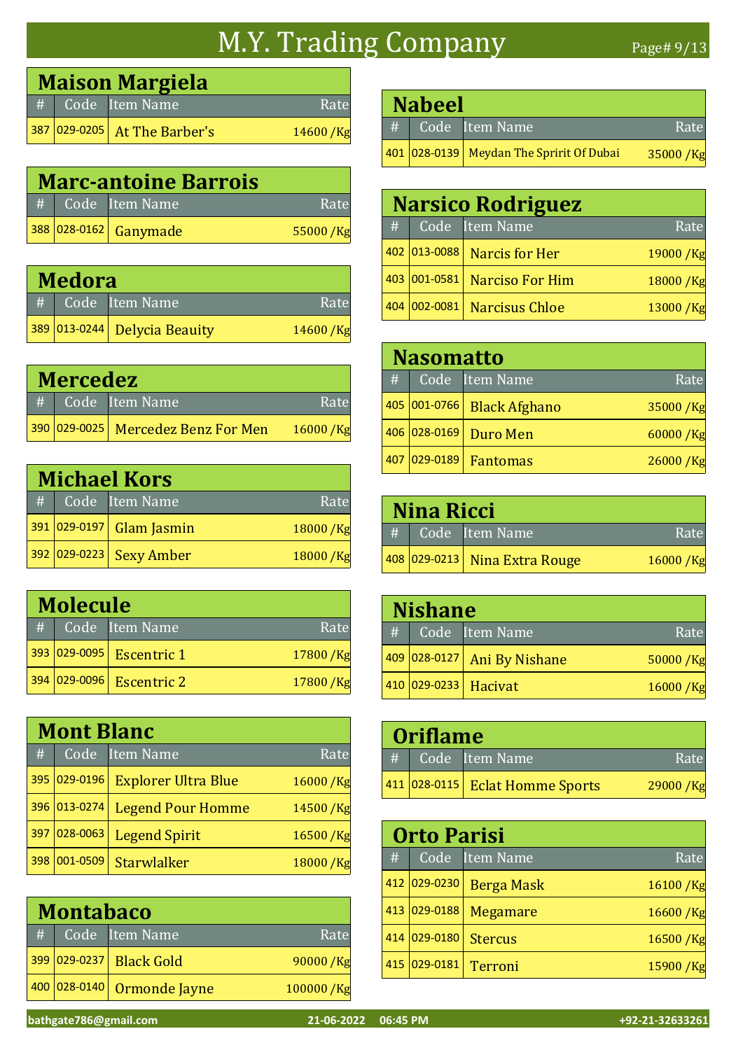# M.Y. Trading Company

## Maison Margiela

| # | Code | Item Name | Rate |
|---|---|---|---|
| 387 | 029-0205 | At The Barber's | 14600 /Kg |

## Marc-antoine Barrois

| # | Code | Item Name | Rate |
|---|---|---|---|
| 388 | 028-0162 | Ganymade | 55000 /Kg |

## Medora

| # | Code | Item Name | Rate |
|---|---|---|---|
| 389 | 013-0244 | Delycia Beauity | 14600 /Kg |

## Mercedez

| # | Code | Item Name | Rate |
|---|---|---|---|
| 390 | 029-0025 | Mercedez Benz For Men | 16000 /Kg |

## Michael Kors

| # | Code | Item Name | Rate |
|---|---|---|---|
| 391 | 029-0197 | Glam Jasmin | 18000 /Kg |
| 392 | 029-0223 | Sexy Amber | 18000 /Kg |

## Molecule

| # | Code | Item Name | Rate |
|---|---|---|---|
| 393 | 029-0095 | Escentric 1 | 17800 /Kg |
| 394 | 029-0096 | Escentric 2 | 17800 /Kg |

## Mont Blanc

| # | Code | Item Name | Rate |
|---|---|---|---|
| 395 | 029-0196 | Explorer Ultra Blue | 16000 /Kg |
| 396 | 013-0274 | Legend Pour Homme | 14500 /Kg |
| 397 | 028-0063 | Legend Spirit | 16500 /Kg |
| 398 | 001-0509 | Starwlalker | 18000 /Kg |

## Montabaco

| # | Code | Item Name | Rate |
|---|---|---|---|
| 399 | 029-0237 | Black Gold | 90000 /Kg |
| 400 | 028-0140 | Ormonde Jayne | 100000 /Kg |

## Nabeel

| # | Code | Item Name | Rate |
|---|---|---|---|
| 401 | 028-0139 | Meydan The Spririt Of Dubai | 35000 /Kg |

## Narsico Rodriguez

| # | Code | Item Name | Rate |
|---|---|---|---|
| 402 | 013-0088 | Narcis for Her | 19000 /Kg |
| 403 | 001-0581 | Narciso For Him | 18000 /Kg |
| 404 | 002-0081 | Narcisus Chloe | 13000 /Kg |

## Nasomatto

| # | Code | Item Name | Rate |
|---|---|---|---|
| 405 | 001-0766 | Black Afghano | 35000 /Kg |
| 406 | 028-0169 | Duro Men | 60000 /Kg |
| 407 | 029-0189 | Fantomas | 26000 /Kg |

## Nina Ricci

| # | Code | Item Name | Rate |
|---|---|---|---|
| 408 | 029-0213 | Nina Extra Rouge | 16000 /Kg |

## Nishane

| # | Code | Item Name | Rate |
|---|---|---|---|
| 409 | 028-0127 | Ani By Nishane | 50000 /Kg |
| 410 | 029-0233 | Hacivat | 16000 /Kg |

## Oriflame

| # | Code | Item Name | Rate |
|---|---|---|---|
| 411 | 028-0115 | Eclat Homme Sports | 29000 /Kg |

## Orto Parisi

| # | Code | Item Name | Rate |
|---|---|---|---|
| 412 | 029-0230 | Berga Mask | 16100 /Kg |
| 413 | 029-0188 | Megamare | 16600 /Kg |
| 414 | 029-0180 | Stercus | 16500 /Kg |
| 415 | 029-0181 | Terroni | 15900 /Kg |

bathgate786@gmail.com 21-06-2022 06:45 PM +92-21-32633261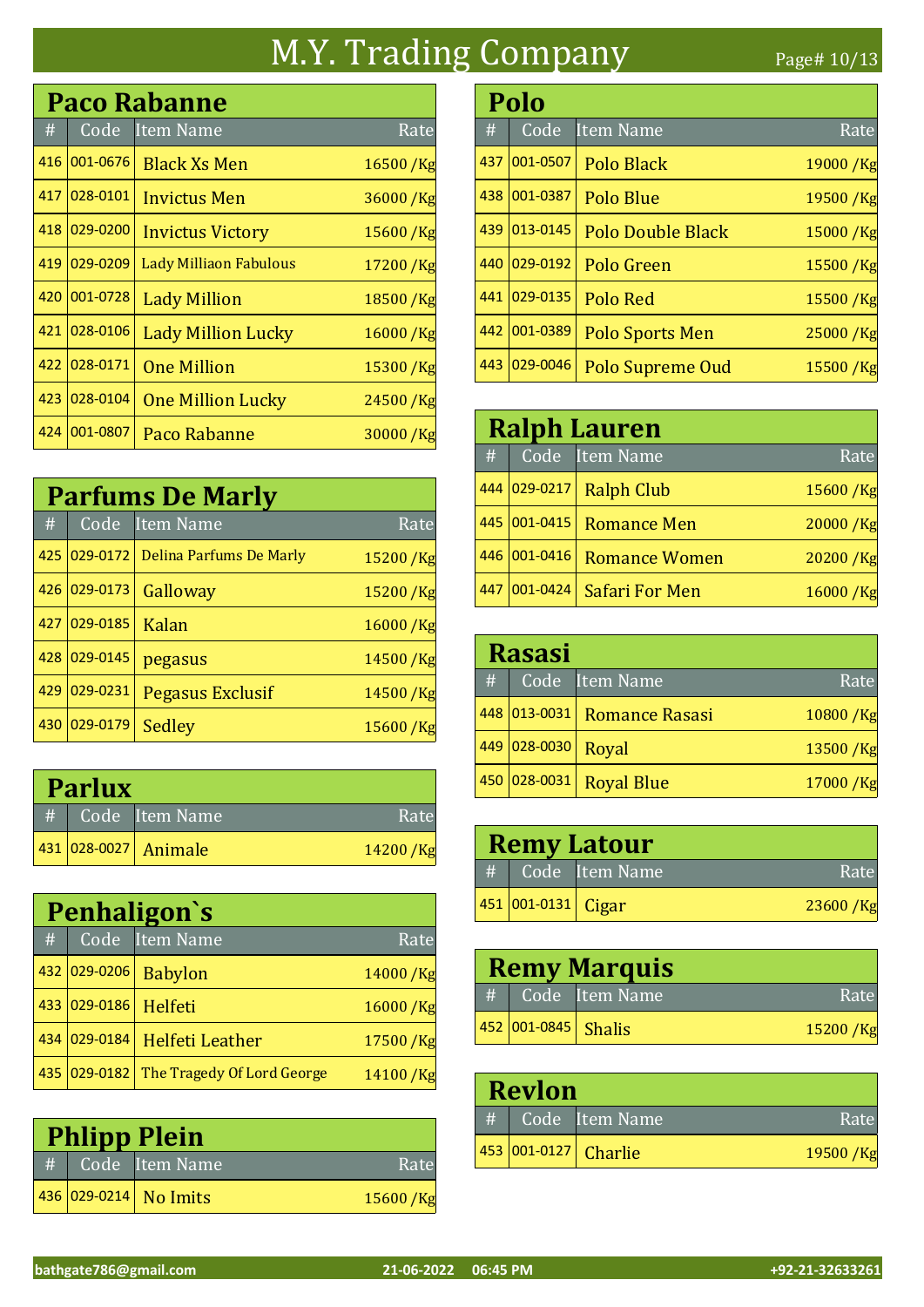# M.Y. Trading Company

## Paco Rabanne

| # | Code | Item Name | Rate |
|---|---|---|---|
| 416 | 001-0676 | Black Xs Men | 16500 /Kg |
| 417 | 028-0101 | Invictus Men | 36000 /Kg |
| 418 | 029-0200 | Invictus Victory | 15600 /Kg |
| 419 | 029-0209 | Lady Milliaon Fabulous | 17200 /Kg |
| 420 | 001-0728 | Lady Million | 18500 /Kg |
| 421 | 028-0106 | Lady Million Lucky | 16000 /Kg |
| 422 | 028-0171 | One Million | 15300 /Kg |
| 423 | 028-0104 | One Million Lucky | 24500 /Kg |
| 424 | 001-0807 | Paco Rabanne | 30000 /Kg |

## Parfums De Marly

| # | Code | Item Name | Rate |
|---|---|---|---|
| 425 | 029-0172 | Delina Parfums De Marly | 15200 /Kg |
| 426 | 029-0173 | Galloway | 15200 /Kg |
| 427 | 029-0185 | Kalan | 16000 /Kg |
| 428 | 029-0145 | pegasus | 14500 /Kg |
| 429 | 029-0231 | Pegasus Exclusif | 14500 /Kg |
| 430 | 029-0179 | Sedley | 15600 /Kg |

## Parlux

| # | Code | Item Name | Rate |
|---|---|---|---|
| 431 | 028-0027 | Animale | 14200 /Kg |

## Penhaligon`s

| # | Code | Item Name | Rate |
|---|---|---|---|
| 432 | 029-0206 | Babylon | 14000 /Kg |
| 433 | 029-0186 | Helfeti | 16000 /Kg |
| 434 | 029-0184 | Helfeti Leather | 17500 /Kg |
| 435 | 029-0182 | The Tragedy Of Lord George | 14100 /Kg |

## Phlipp Plein

| # | Code | Item Name | Rate |
|---|---|---|---|
| 436 | 029-0214 | No Imits | 15600 /Kg |

## Polo

| # | Code | Item Name | Rate |
|---|---|---|---|
| 437 | 001-0507 | Polo Black | 19000 /Kg |
| 438 | 001-0387 | Polo Blue | 19500 /Kg |
| 439 | 013-0145 | Polo Double Black | 15000 /Kg |
| 440 | 029-0192 | Polo Green | 15500 /Kg |
| 441 | 029-0135 | Polo Red | 15500 /Kg |
| 442 | 001-0389 | Polo Sports Men | 25000 /Kg |
| 443 | 029-0046 | Polo Supreme Oud | 15500 /Kg |

## Ralph Lauren

| # | Code | Item Name | Rate |
|---|---|---|---|
| 444 | 029-0217 | Ralph Club | 15600 /Kg |
| 445 | 001-0415 | Romance Men | 20000 /Kg |
| 446 | 001-0416 | Romance Women | 20200 /Kg |
| 447 | 001-0424 | Safari For Men | 16000 /Kg |

## Rasasi

| # | Code | Item Name | Rate |
|---|---|---|---|
| 448 | 013-0031 | Romance Rasasi | 10800 /Kg |
| 449 | 028-0030 | Royal | 13500 /Kg |
| 450 | 028-0031 | Royal Blue | 17000 /Kg |

## Remy Latour

| # | Code | Item Name | Rate |
|---|---|---|---|
| 451 | 001-0131 | Cigar | 23600 /Kg |

## Remy Marquis

| # | Code | Item Name | Rate |
|---|---|---|---|
| 452 | 001-0845 | Shalis | 15200 /Kg |

## Revlon

| # | Code | Item Name | Rate |
|---|---|---|---|
| 453 | 001-0127 | Charlie | 19500 /Kg |

bathgate786@gmail.com 21-06-2022 06:45 PM +92-21-32633261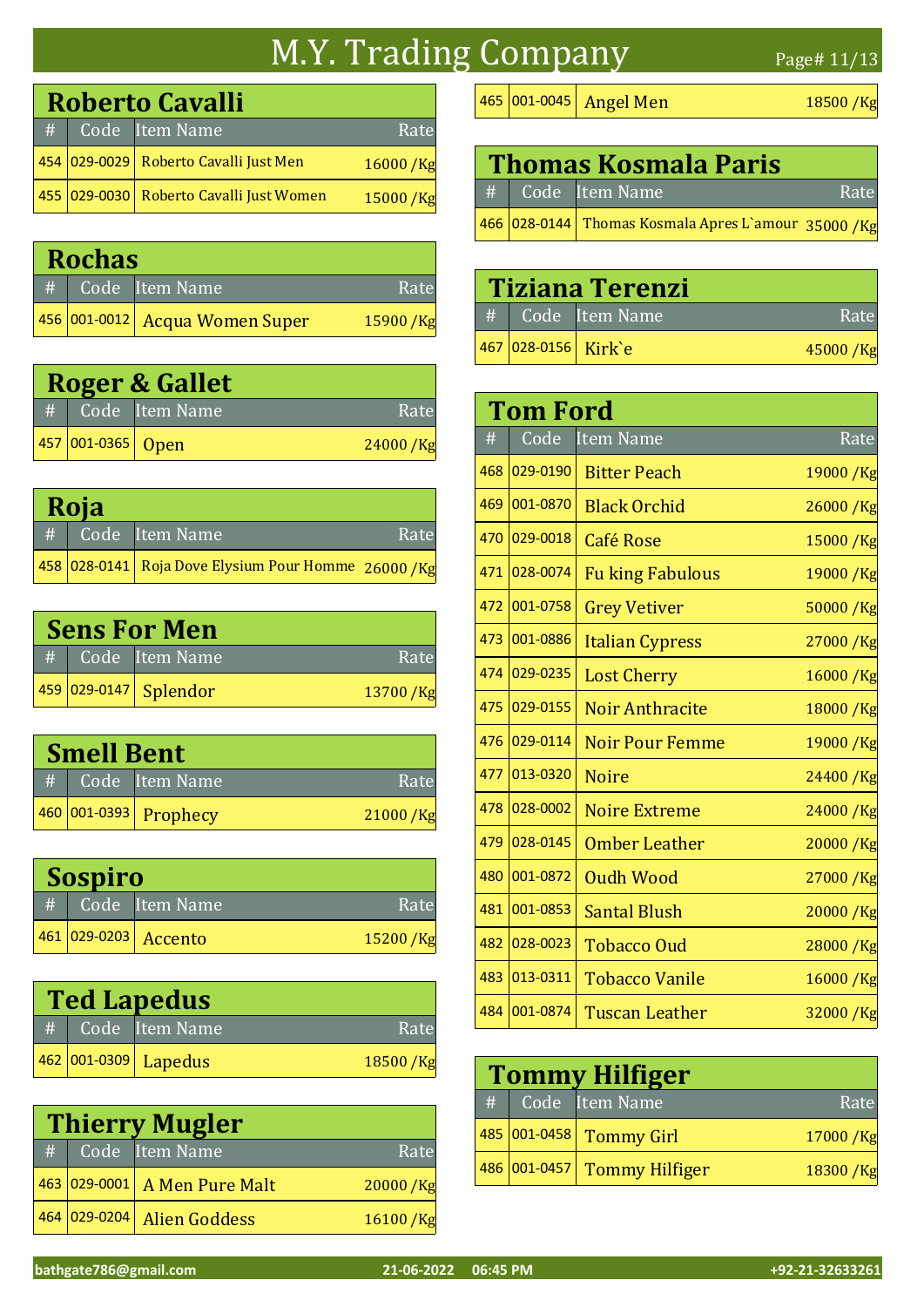# M.Y. Trading Company

## Roberto Cavalli

| # | Code | Item Name | Rate |
|---|---|---|---|
| 454 | 029-0029 | Roberto Cavalli Just Men | 16000 /Kg |
| 455 | 029-0030 | Roberto Cavalli Just Women | 15000 /Kg |

## Rochas

| # | Code | Item Name | Rate |
|---|---|---|---|
| 456 | 001-0012 | Acqua Women Super | 15900 /Kg |

## Roger & Gallet

| # | Code | Item Name | Rate |
|---|---|---|---|
| 457 | 001-0365 | Open | 24000 /Kg |

## Roja

| # | Code | Item Name | Rate |
|---|---|---|---|
| 458 | 028-0141 | Roja Dove Elysium Pour Homme | 26000 /Kg |

## Sens For Men

| # | Code | Item Name | Rate |
|---|---|---|---|
| 459 | 029-0147 | Splendor | 13700 /Kg |

## Smell Bent

| # | Code | Item Name | Rate |
|---|---|---|---|
| 460 | 001-0393 | Prophecy | 21000 /Kg |

## Sospiro

| # | Code | Item Name | Rate |
|---|---|---|---|
| 461 | 029-0203 | Accento | 15200 /Kg |

## Ted Lapedus

| # | Code | Item Name | Rate |
|---|---|---|---|
| 462 | 001-0309 | Lapedus | 18500 /Kg |

## Thierry Mugler

| # | Code | Item Name | Rate |
|---|---|---|---|
| 463 | 029-0001 | A Men Pure Malt | 20000 /Kg |
| 464 | 029-0204 | Alien Goddess | 16100 /Kg |
| 465 | 001-0045 | Angel Men | 18500 /Kg |

## Thomas Kosmala Paris

| # | Code | Item Name | Rate |
|---|---|---|---|
| 466 | 028-0144 | Thomas Kosmala Apres L`amour | 35000 /Kg |

## Tiziana Terenzi

| # | Code | Item Name | Rate |
|---|---|---|---|
| 467 | 028-0156 | Kirk`e | 45000 /Kg |

## Tom Ford

| # | Code | Item Name | Rate |
|---|---|---|---|
| 468 | 029-0190 | Bitter Peach | 19000 /Kg |
| 469 | 001-0870 | Black Orchid | 26000 /Kg |
| 470 | 029-0018 | Café Rose | 15000 /Kg |
| 471 | 028-0074 | Fu king Fabulous | 19000 /Kg |
| 472 | 001-0758 | Grey Vetiver | 50000 /Kg |
| 473 | 001-0886 | Italian Cypress | 27000 /Kg |
| 474 | 029-0235 | Lost Cherry | 16000 /Kg |
| 475 | 029-0155 | Noir Anthracite | 18000 /Kg |
| 476 | 029-0114 | Noir Pour Femme | 19000 /Kg |
| 477 | 013-0320 | Noire | 24400 /Kg |
| 478 | 028-0002 | Noire Extreme | 24000 /Kg |
| 479 | 028-0145 | Omber Leather | 20000 /Kg |
| 480 | 001-0872 | Oudh Wood | 27000 /Kg |
| 481 | 001-0853 | Santal Blush | 20000 /Kg |
| 482 | 028-0023 | Tobacco Oud | 28000 /Kg |
| 483 | 013-0311 | Tobacco Vanile | 16000 /Kg |
| 484 | 001-0874 | Tuscan Leather | 32000 /Kg |

## Tommy Hilfiger

| # | Code | Item Name | Rate |
|---|---|---|---|
| 485 | 001-0458 | Tommy Girl | 17000 /Kg |
| 486 | 001-0457 | Tommy Hilfiger | 18300 /Kg |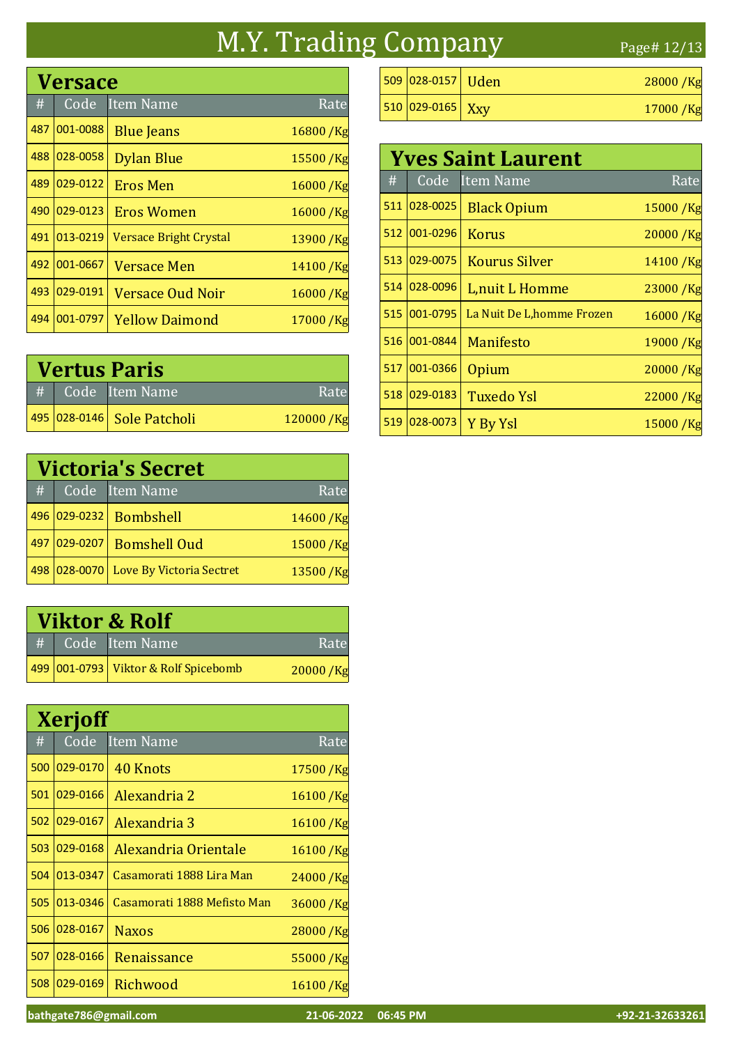# M.Y. Trading Company

## Versace

| # | Code | Item Name | Rate |
|---|---|---|---|
| 487 | 001-0088 | Blue Jeans | 16800 /Kg |
| 488 | 028-0058 | Dylan Blue | 15500 /Kg |
| 489 | 029-0122 | Eros Men | 16000 /Kg |
| 490 | 029-0123 | Eros Women | 16000 /Kg |
| 491 | 013-0219 | Versace Bright Crystal | 13900 /Kg |
| 492 | 001-0667 | Versace Men | 14100 /Kg |
| 493 | 029-0191 | Versace Oud Noir | 16000 /Kg |
| 494 | 001-0797 | Yellow Daimond | 17000 /Kg |

## Vertus Paris

| # | Code | Item Name | Rate |
|---|---|---|---|
| 495 | 028-0146 | Sole Patcholi | 120000 /Kg |

## Victoria's Secret

| # | Code | Item Name | Rate |
|---|---|---|---|
| 496 | 029-0232 | Bombshell | 14600 /Kg |
| 497 | 029-0207 | Bomshell Oud | 15000 /Kg |
| 498 | 028-0070 | Love By Victoria Sectret | 13500 /Kg |

## Viktor & Rolf

| # | Code | Item Name | Rate |
|---|---|---|---|
| 499 | 001-0793 | Viktor & Rolf Spicebomb | 20000 /Kg |

## Xerjoff

| # | Code | Item Name | Rate |
|---|---|---|---|
| 500 | 029-0170 | 40 Knots | 17500 /Kg |
| 501 | 029-0166 | Alexandria 2 | 16100 /Kg |
| 502 | 029-0167 | Alexandria 3 | 16100 /Kg |
| 503 | 029-0168 | Alexandria Orientale | 16100 /Kg |
| 504 | 013-0347 | Casamorati 1888 Lira Man | 24000 /Kg |
| 505 | 013-0346 | Casamorati 1888 Mefisto Man | 36000 /Kg |
| 506 | 028-0167 | Naxos | 28000 /Kg |
| 507 | 028-0166 | Renaissance | 55000 /Kg |
| 508 | 029-0169 | Richwood | 16100 /Kg |
| 509 | 028-0157 | Uden | 28000 /Kg |
| 510 | 029-0165 | Xxy | 17000 /Kg |

## Yves Saint Laurent

| # | Code | Item Name | Rate |
|---|---|---|---|
| 511 | 028-0025 | Black Opium | 15000 /Kg |
| 512 | 001-0296 | Korus | 20000 /Kg |
| 513 | 029-0075 | Kourus Silver | 14100 /Kg |
| 514 | 028-0096 | L,nuit L Homme | 23000 /Kg |
| 515 | 001-0795 | La Nuit De L,homme Frozen | 16000 /Kg |
| 516 | 001-0844 | Manifesto | 19000 /Kg |
| 517 | 001-0366 | Opium | 20000 /Kg |
| 518 | 029-0183 | Tuxedo Ysl | 22000 /Kg |
| 519 | 028-0073 | Y By Ysl | 15000 /Kg |

bathgate786@gmail.com 21-06-2022 06:45 PM +92-21-32633261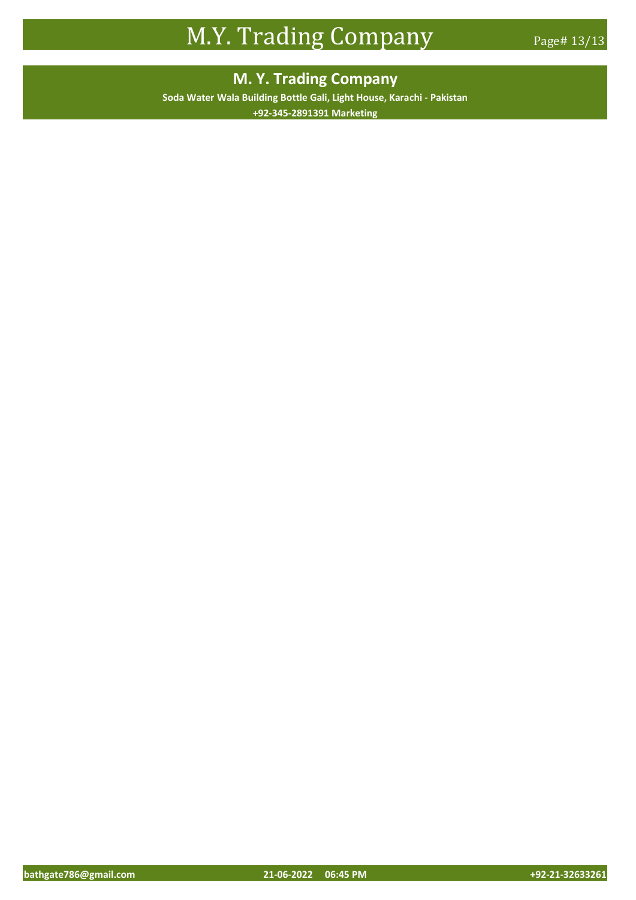## M. Y. Trading Company

**Soda Water Wala Building Bottle Gali, Light House, Karachi - Pakistan**

**+92-345-2891391 Marketing**